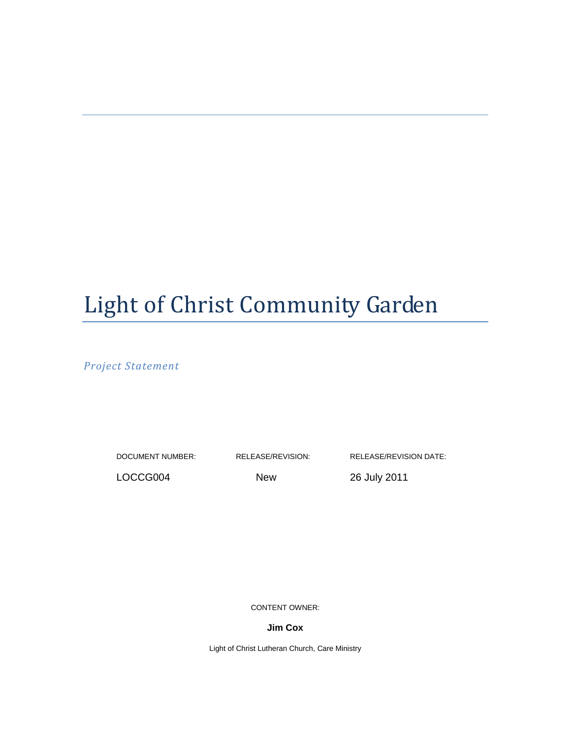# Light of Christ Community Garden

*Project Statement*

| DOCUMENT NUMBER: | RELEASE/REVISION: | RELEASE/REVISION DATE: |
|---|---|---|
| LOCCG004 | New | 26 July 2011 |

CONTENT OWNER:

**Jim Cox**

Light of Christ Lutheran Church, Care Ministry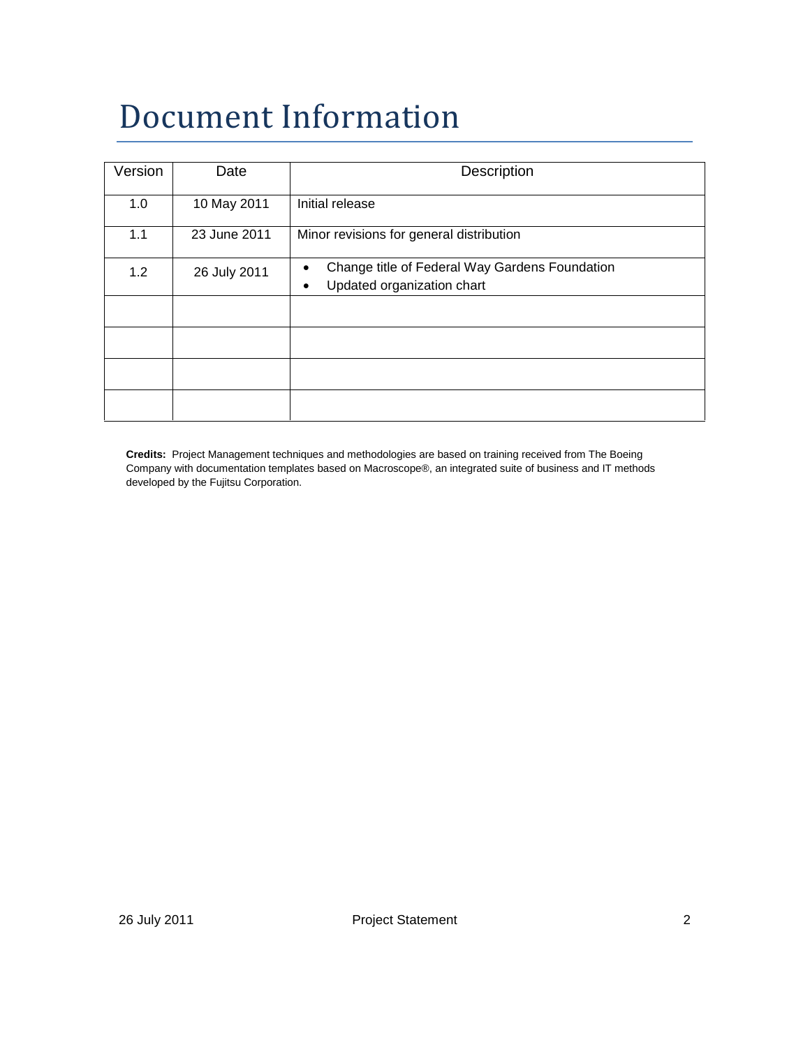# Document Information

| Version | Date | Description |
|---|---|---|
| 1.0 | 10 May 2011 | Initial release |
| 1.1 | 23 June 2011 | Minor revisions for general distribution |
| 1.2 | 26 July 2011 | • Change title of Federal Way Gardens Foundation<br>• Updated organization chart |
| | | |
| | | |
| | | |
| | | |

**Credits:** Project Management techniques and methodologies are based on training received from The Boeing Company with documentation templates based on Macroscope®, an integrated suite of business and IT methods developed by the Fujitsu Corporation.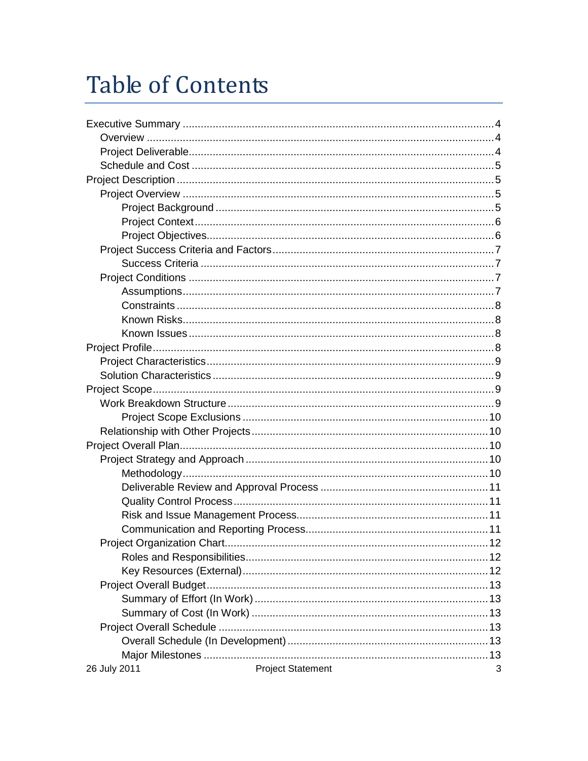# Table of Contents

- Executive Summary ........ 4
  - Overview ........ 4
  - Project Deliverable ........ 4
  - Schedule and Cost ........ 5
- Project Description ........ 5
  - Project Overview ........ 5
    - Project Background ........ 5
    - Project Context ........ 6
    - Project Objectives ........ 6
  - Project Success Criteria and Factors ........ 7
    - Success Criteria ........ 7
  - Project Conditions ........ 7
    - Assumptions ........ 7
    - Constraints ........ 8
    - Known Risks ........ 8
    - Known Issues ........ 8
- Project Profile ........ 8
  - Project Characteristics ........ 9
  - Solution Characteristics ........ 9
- Project Scope ........ 9
  - Work Breakdown Structure ........ 9
    - Project Scope Exclusions ........ 10
  - Relationship with Other Projects ........ 10
- Project Overall Plan ........ 10
  - Project Strategy and Approach ........ 10
    - Methodology ........ 10
    - Deliverable Review and Approval Process ........ 11
    - Quality Control Process ........ 11
    - Risk and Issue Management Process ........ 11
    - Communication and Reporting Process ........ 11
  - Project Organization Chart ........ 12
    - Roles and Responsibilities ........ 12
    - Key Resources (External) ........ 12
  - Project Overall Budget ........ 13
    - Summary of Effort (In Work) ........ 13
    - Summary of Cost (In Work) ........ 13
  - Project Overall Schedule ........ 13
    - Overall Schedule (In Development) ........ 13
    - Major Milestones ........ 13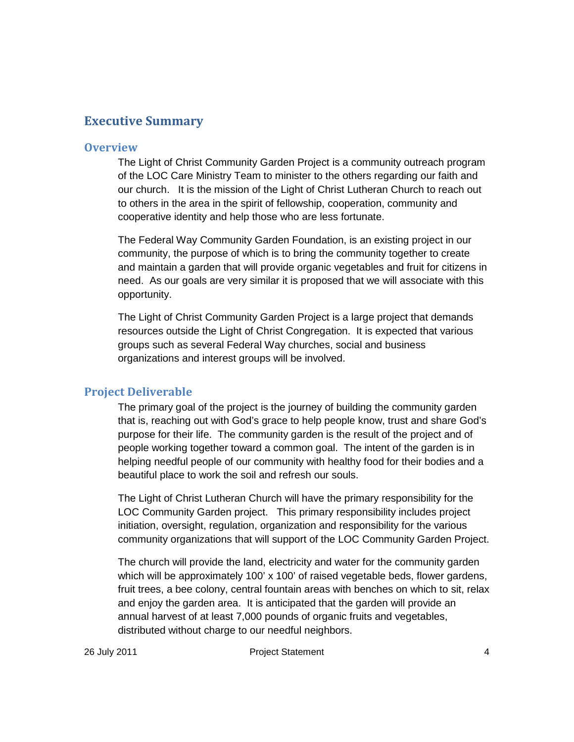# Executive Summary

## Overview

The Light of Christ Community Garden Project is a community outreach program of the LOC Care Ministry Team to minister to the others regarding our faith and our church. It is the mission of the Light of Christ Lutheran Church to reach out to others in the area in the spirit of fellowship, cooperation, community and cooperative identity and help those who are less fortunate.

The Federal Way Community Garden Foundation, is an existing project in our community, the purpose of which is to bring the community together to create and maintain a garden that will provide organic vegetables and fruit for citizens in need. As our goals are very similar it is proposed that we will associate with this opportunity.

The Light of Christ Community Garden Project is a large project that demands resources outside the Light of Christ Congregation. It is expected that various groups such as several Federal Way churches, social and business organizations and interest groups will be involved.

## Project Deliverable

The primary goal of the project is the journey of building the community garden that is, reaching out with God's grace to help people know, trust and share God's purpose for their life. The community garden is the result of the project and of people working together toward a common goal. The intent of the garden is in helping needful people of our community with healthy food for their bodies and a beautiful place to work the soil and refresh our souls.

The Light of Christ Lutheran Church will have the primary responsibility for the LOC Community Garden project. This primary responsibility includes project initiation, oversight, regulation, organization and responsibility for the various community organizations that will support of the LOC Community Garden Project.

The church will provide the land, electricity and water for the community garden which will be approximately 100' x 100' of raised vegetable beds, flower gardens, fruit trees, a bee colony, central fountain areas with benches on which to sit, relax and enjoy the garden area. It is anticipated that the garden will provide an annual harvest of at least 7,000 pounds of organic fruits and vegetables, distributed without charge to our needful neighbors.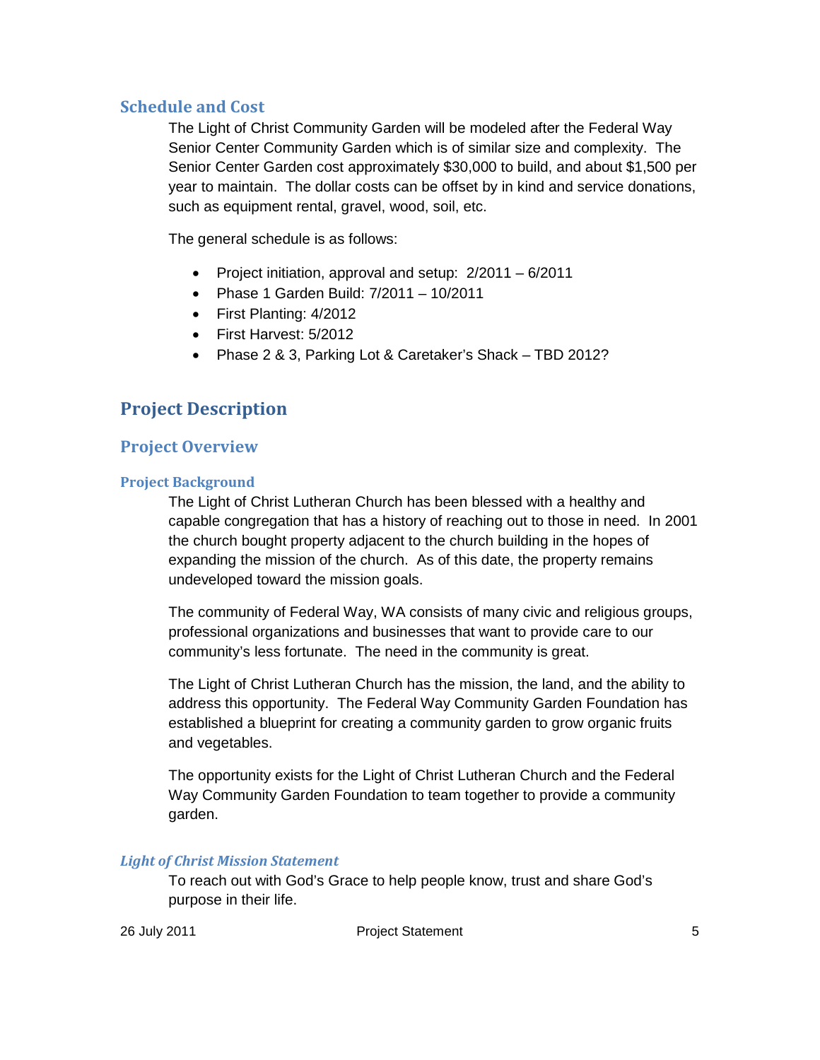## Schedule and Cost

The Light of Christ Community Garden will be modeled after the Federal Way Senior Center Community Garden which is of similar size and complexity. The Senior Center Garden cost approximately $30,000 to build, and about $1,500 per year to maintain. The dollar costs can be offset by in kind and service donations, such as equipment rental, gravel, wood, soil, etc.

The general schedule is as follows:

- Project initiation, approval and setup: 2/2011 – 6/2011
- Phase 1 Garden Build: 7/2011 – 10/2011
- First Planting: 4/2012
- First Harvest: 5/2012
- Phase 2 & 3, Parking Lot & Caretaker's Shack – TBD 2012?

# Project Description

## Project Overview

### Project Background

The Light of Christ Lutheran Church has been blessed with a healthy and capable congregation that has a history of reaching out to those in need. In 2001 the church bought property adjacent to the church building in the hopes of expanding the mission of the church. As of this date, the property remains undeveloped toward the mission goals.

The community of Federal Way, WA consists of many civic and religious groups, professional organizations and businesses that want to provide care to our community's less fortunate. The need in the community is great.

The Light of Christ Lutheran Church has the mission, the land, and the ability to address this opportunity. The Federal Way Community Garden Foundation has established a blueprint for creating a community garden to grow organic fruits and vegetables.

The opportunity exists for the Light of Christ Lutheran Church and the Federal Way Community Garden Foundation to team together to provide a community garden.

#### *Light of Christ Mission Statement*

To reach out with God's Grace to help people know, trust and share God's purpose in their life.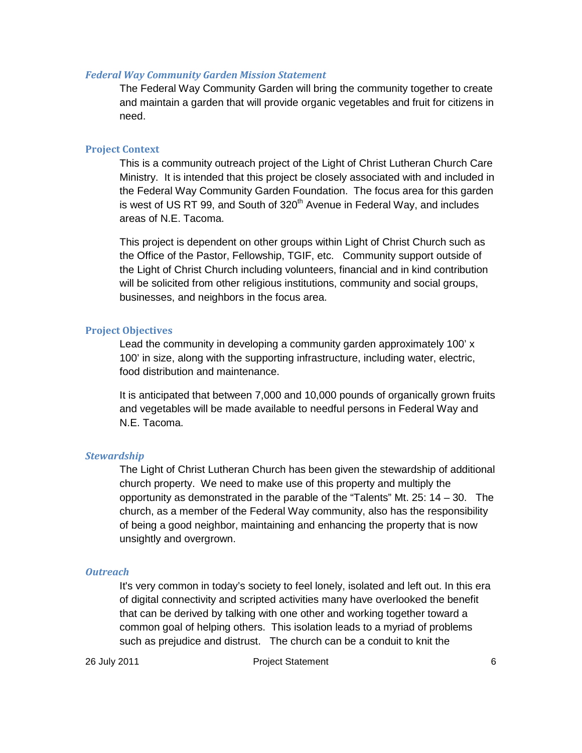### *Federal Way Community Garden Mission Statement*

The Federal Way Community Garden will bring the community together to create and maintain a garden that will provide organic vegetables and fruit for citizens in need.

### Project Context

This is a community outreach project of the Light of Christ Lutheran Church Care Ministry. It is intended that this project be closely associated with and included in the Federal Way Community Garden Foundation. The focus area for this garden is west of US RT 99, and South of 320th Avenue in Federal Way, and includes areas of N.E. Tacoma.

This project is dependent on other groups within Light of Christ Church such as the Office of the Pastor, Fellowship, TGIF, etc. Community support outside of the Light of Christ Church including volunteers, financial and in kind contribution will be solicited from other religious institutions, community and social groups, businesses, and neighbors in the focus area.

### Project Objectives

Lead the community in developing a community garden approximately 100' x 100' in size, along with the supporting infrastructure, including water, electric, food distribution and maintenance.

It is anticipated that between 7,000 and 10,000 pounds of organically grown fruits and vegetables will be made available to needful persons in Federal Way and N.E. Tacoma.

### *Stewardship*

The Light of Christ Lutheran Church has been given the stewardship of additional church property. We need to make use of this property and multiply the opportunity as demonstrated in the parable of the "Talents" Mt. 25: 14 – 30. The church, as a member of the Federal Way community, also has the responsibility of being a good neighbor, maintaining and enhancing the property that is now unsightly and overgrown.

### *Outreach*

It's very common in today's society to feel lonely, isolated and left out. In this era of digital connectivity and scripted activities many have overlooked the benefit that can be derived by talking with one other and working together toward a common goal of helping others. This isolation leads to a myriad of problems such as prejudice and distrust. The church can be a conduit to knit the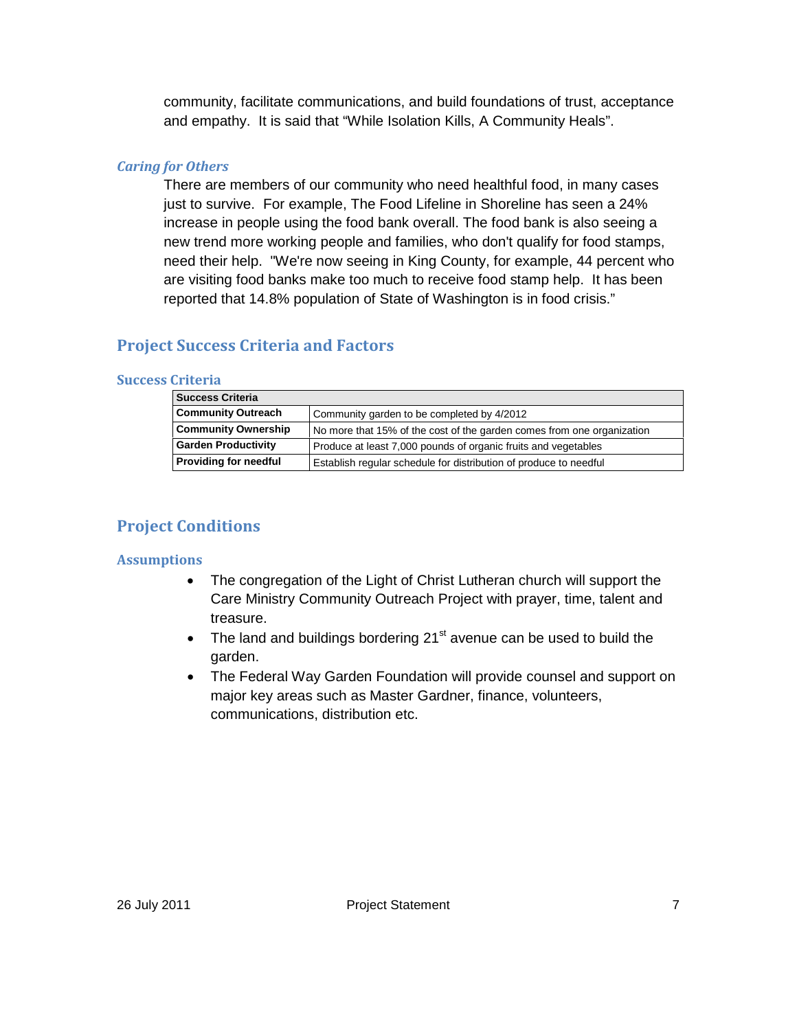community, facilitate communications, and build foundations of trust, acceptance and empathy. It is said that "While Isolation Kills, A Community Heals".

### *Caring for Others*

There are members of our community who need healthful food, in many cases just to survive. For example, The Food Lifeline in Shoreline has seen a 24% increase in people using the food bank overall. The food bank is also seeing a new trend more working people and families, who don't qualify for food stamps, need their help. "We're now seeing in King County, for example, 44 percent who are visiting food banks make too much to receive food stamp help. It has been reported that 14.8% population of State of Washington is in food crisis."

## Project Success Criteria and Factors

### Success Criteria

| Success Criteria | |
|---|---|
| **Community Outreach** | Community garden to be completed by 4/2012 |
| **Community Ownership** | No more that 15% of the cost of the garden comes from one organization |
| **Garden Productivity** | Produce at least 7,000 pounds of organic fruits and vegetables |
| **Providing for needful** | Establish regular schedule for distribution of produce to needful |

## Project Conditions

### Assumptions

- The congregation of the Light of Christ Lutheran church will support the Care Ministry Community Outreach Project with prayer, time, talent and treasure.
- The land and buildings bordering 21st avenue can be used to build the garden.
- The Federal Way Garden Foundation will provide counsel and support on major key areas such as Master Gardner, finance, volunteers, communications, distribution etc.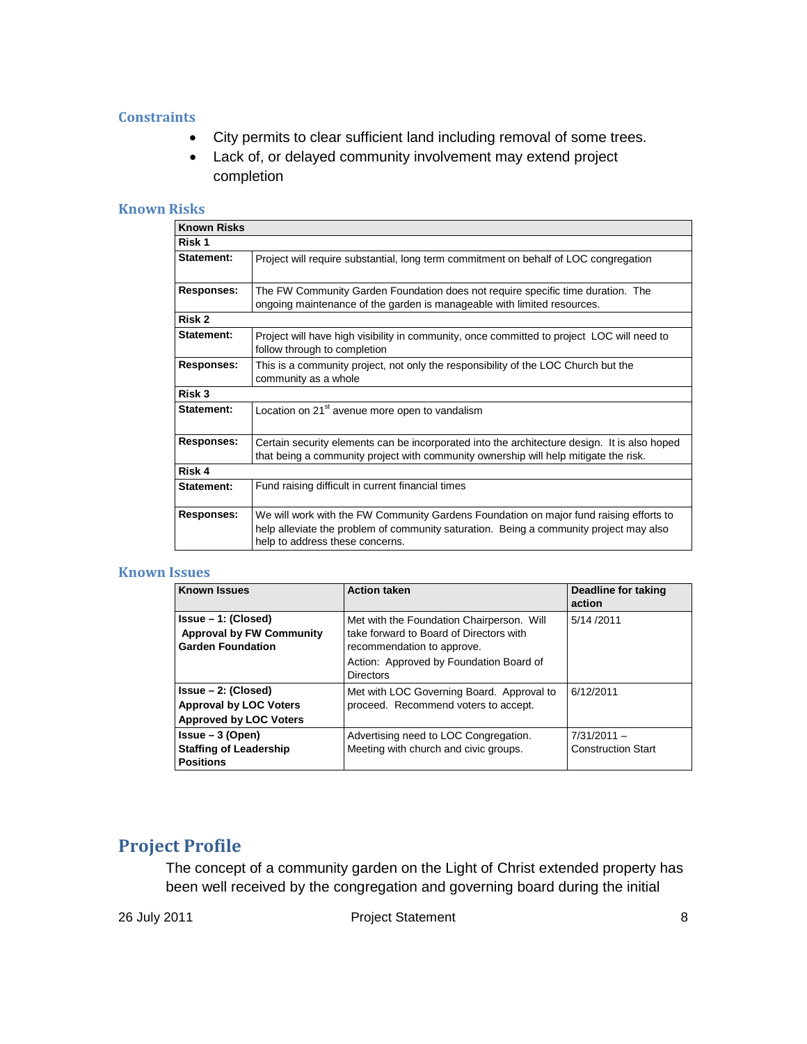## Constraints

- City permits to clear sufficient land including removal of some trees.
- Lack of, or delayed community involvement may extend project completion

## Known Risks

| Known Risks | |
|---|---|
| **Risk 1** | |
| **Statement:** | Project will require substantial, long term commitment on behalf of LOC congregation |
| **Responses:** | The FW Community Garden Foundation does not require specific time duration. The ongoing maintenance of the garden is manageable with limited resources. |
| **Risk 2** | |
| **Statement:** | Project will have high visibility in community, once committed to project LOC will need to follow through to completion |
| **Responses:** | This is a community project, not only the responsibility of the LOC Church but the community as a whole |
| **Risk 3** | |
| **Statement:** | Location on 21st avenue more open to vandalism |
| **Responses:** | Certain security elements can be incorporated into the architecture design. It is also hoped that being a community project with community ownership will help mitigate the risk. |
| **Risk 4** | |
| **Statement:** | Fund raising difficult in current financial times |
| **Responses:** | We will work with the FW Community Gardens Foundation on major fund raising efforts to help alleviate the problem of community saturation. Being a community project may also help to address these concerns. |

## Known Issues

| Known Issues | Action taken | Deadline for taking action |
|---|---|---|
| **Issue – 1: (Closed)** **Approval by FW Community Garden Foundation** | Met with the Foundation Chairperson. Will take forward to Board of Directors with recommendation to approve. Action: Approved by Foundation Board of Directors | 5/14 /2011 |
| **Issue – 2: (Closed)** **Approval by LOC Voters** **Approved by LOC Voters** | Met with LOC Governing Board. Approval to proceed. Recommend voters to accept. | 6/12/2011 |
| **Issue – 3 (Open)** **Staffing of Leadership Positions** | Advertising need to LOC Congregation. Meeting with church and civic groups. | 7/31/2011 – Construction Start |

# Project Profile

The concept of a community garden on the Light of Christ extended property has been well received by the congregation and governing board during the initial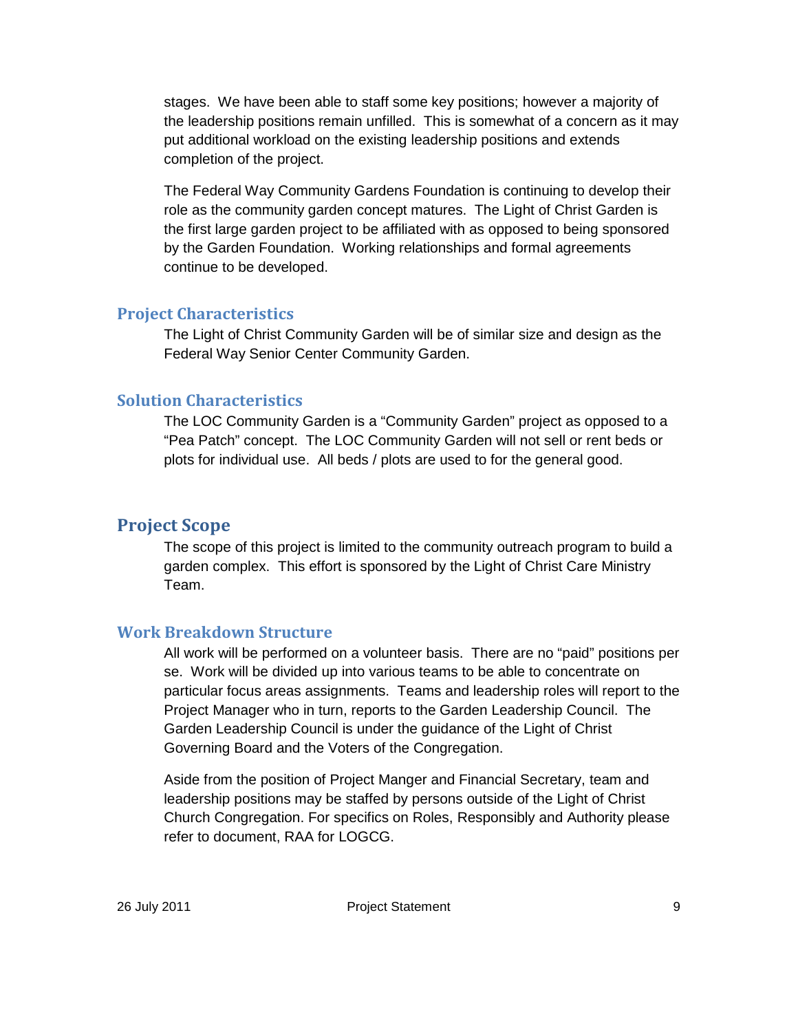stages. We have been able to staff some key positions; however a majority of the leadership positions remain unfilled. This is somewhat of a concern as it may put additional workload on the existing leadership positions and extends completion of the project.

The Federal Way Community Gardens Foundation is continuing to develop their role as the community garden concept matures. The Light of Christ Garden is the first large garden project to be affiliated with as opposed to being sponsored by the Garden Foundation. Working relationships and formal agreements continue to be developed.

### Project Characteristics

The Light of Christ Community Garden will be of similar size and design as the Federal Way Senior Center Community Garden.

### Solution Characteristics

The LOC Community Garden is a "Community Garden" project as opposed to a "Pea Patch" concept. The LOC Community Garden will not sell or rent beds or plots for individual use. All beds / plots are used to for the general good.

## Project Scope

The scope of this project is limited to the community outreach program to build a garden complex. This effort is sponsored by the Light of Christ Care Ministry Team.

### Work Breakdown Structure

All work will be performed on a volunteer basis. There are no "paid" positions per se. Work will be divided up into various teams to be able to concentrate on particular focus areas assignments. Teams and leadership roles will report to the Project Manager who in turn, reports to the Garden Leadership Council. The Garden Leadership Council is under the guidance of the Light of Christ Governing Board and the Voters of the Congregation.

Aside from the position of Project Manger and Financial Secretary, team and leadership positions may be staffed by persons outside of the Light of Christ Church Congregation. For specifics on Roles, Responsibly and Authority please refer to document, RAA for LOGCG.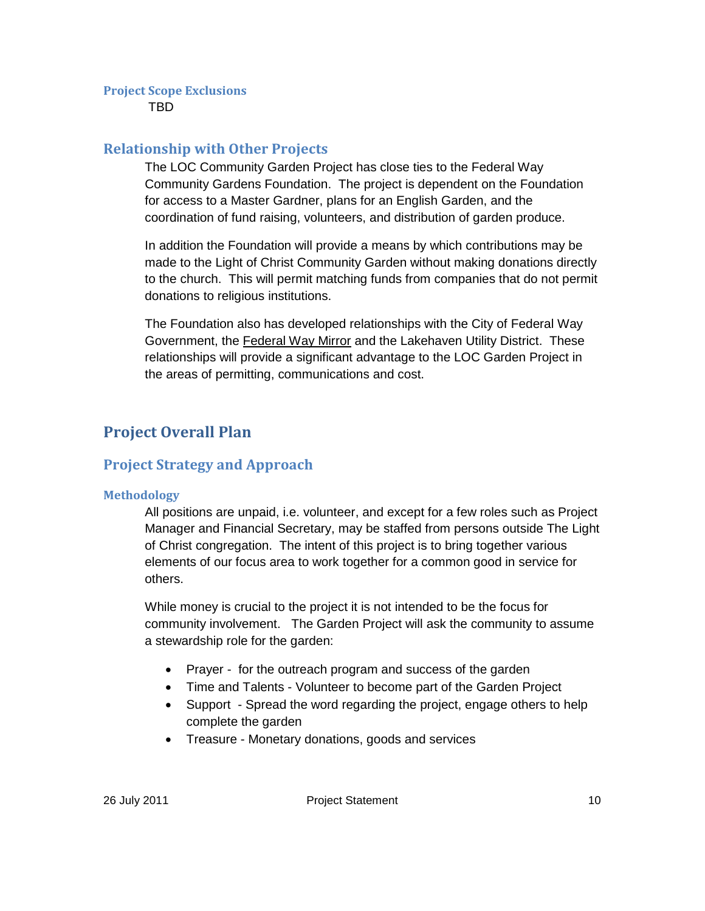#### Project Scope Exclusions

TBD

### Relationship with Other Projects

The LOC Community Garden Project has close ties to the Federal Way Community Gardens Foundation. The project is dependent on the Foundation for access to a Master Gardner, plans for an English Garden, and the coordination of fund raising, volunteers, and distribution of garden produce.

In addition the Foundation will provide a means by which contributions may be made to the Light of Christ Community Garden without making donations directly to the church. This will permit matching funds from companies that do not permit donations to religious institutions.

The Foundation also has developed relationships with the City of Federal Way Government, the Federal Way Mirror and the Lakehaven Utility District. These relationships will provide a significant advantage to the LOC Garden Project in the areas of permitting, communications and cost.

## Project Overall Plan

### Project Strategy and Approach

#### Methodology

All positions are unpaid, i.e. volunteer, and except for a few roles such as Project Manager and Financial Secretary, may be staffed from persons outside The Light of Christ congregation. The intent of this project is to bring together various elements of our focus area to work together for a common good in service for others.

While money is crucial to the project it is not intended to be the focus for community involvement. The Garden Project will ask the community to assume a stewardship role for the garden:

- Prayer - for the outreach program and success of the garden
- Time and Talents - Volunteer to become part of the Garden Project
- Support - Spread the word regarding the project, engage others to help complete the garden
- Treasure - Monetary donations, goods and services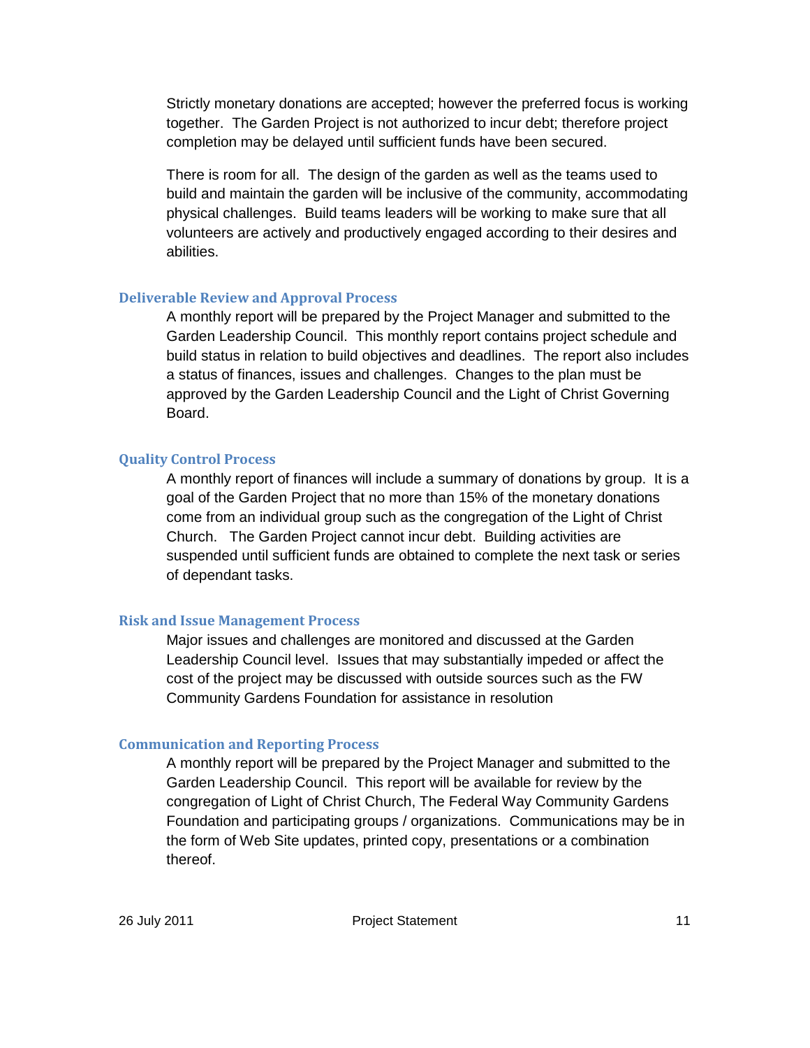Strictly monetary donations are accepted; however the preferred focus is working together. The Garden Project is not authorized to incur debt; therefore project completion may be delayed until sufficient funds have been secured.

There is room for all. The design of the garden as well as the teams used to build and maintain the garden will be inclusive of the community, accommodating physical challenges. Build teams leaders will be working to make sure that all volunteers are actively and productively engaged according to their desires and abilities.

### Deliverable Review and Approval Process

A monthly report will be prepared by the Project Manager and submitted to the Garden Leadership Council. This monthly report contains project schedule and build status in relation to build objectives and deadlines. The report also includes a status of finances, issues and challenges. Changes to the plan must be approved by the Garden Leadership Council and the Light of Christ Governing Board.

### Quality Control Process

A monthly report of finances will include a summary of donations by group. It is a goal of the Garden Project that no more than 15% of the monetary donations come from an individual group such as the congregation of the Light of Christ Church. The Garden Project cannot incur debt. Building activities are suspended until sufficient funds are obtained to complete the next task or series of dependant tasks.

### Risk and Issue Management Process

Major issues and challenges are monitored and discussed at the Garden Leadership Council level. Issues that may substantially impeded or affect the cost of the project may be discussed with outside sources such as the FW Community Gardens Foundation for assistance in resolution

### Communication and Reporting Process

A monthly report will be prepared by the Project Manager and submitted to the Garden Leadership Council. This report will be available for review by the congregation of Light of Christ Church, The Federal Way Community Gardens Foundation and participating groups / organizations. Communications may be in the form of Web Site updates, printed copy, presentations or a combination thereof.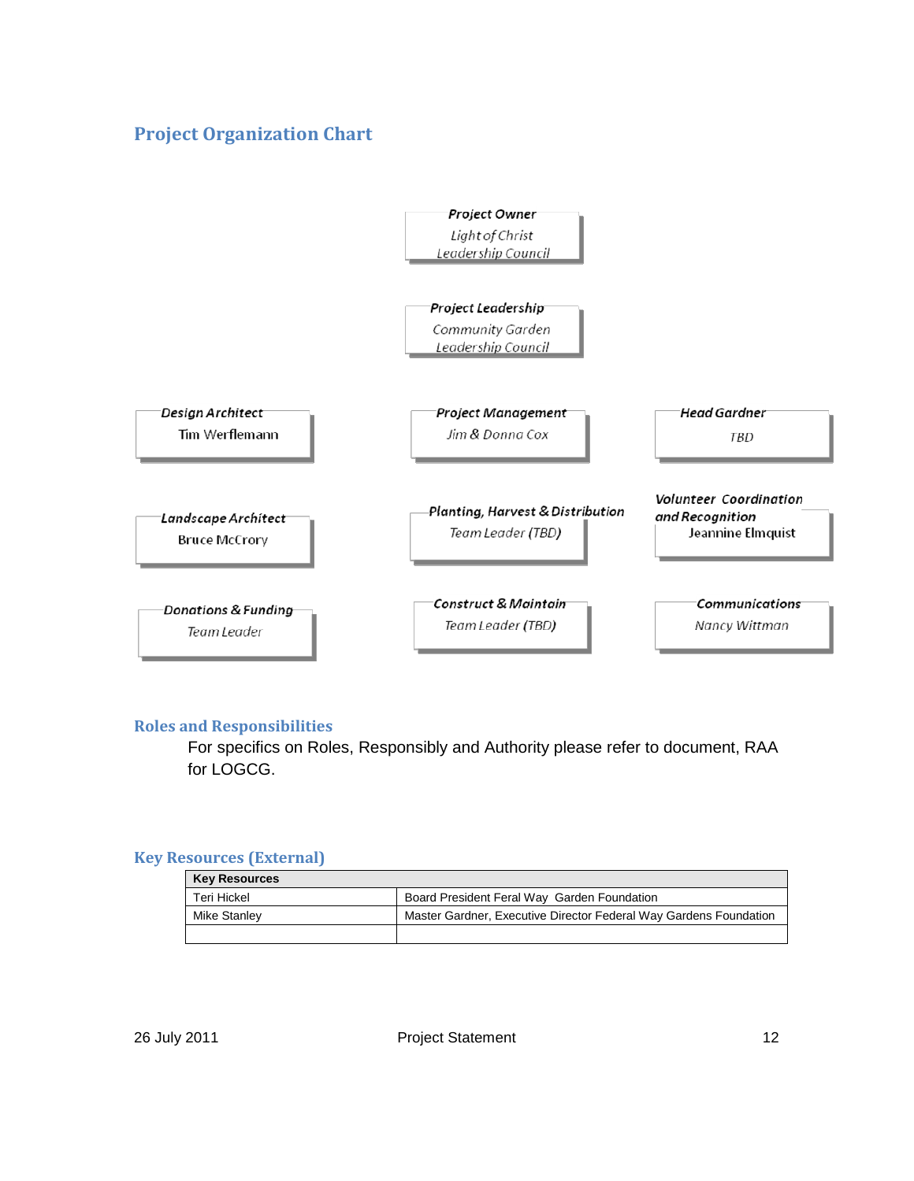## Project Organization Chart

**Project Owner**
*Light of Christ Leadership Council*

**Project Leadership**
*Community Garden Leadership Council*

**Design Architect**
Tim Werflemann

**Project Management**
*Jim & Donna Cox*

**Head Gardner**
*TBD*

**Landscape Architect**
Bruce McCrory

**Planting, Harvest & Distribution**
*Team Leader (TBD)*

**Volunteer Coordination and Recognition**
Jeannine Elmquist

**Donations & Funding**
*Team Leader*

**Construct & Maintain**
*Team Leader (TBD)*

**Communications**
*Nancy Wittman*

### Roles and Responsibilities

For specifics on Roles, Responsibly and Authority please refer to document, RAA for LOGCG.

### Key Resources (External)

| **Key Resources** | |
|---|---|
| Teri Hickel | Board President Feral Way  Garden Foundation |
| Mike Stanley | Master Gardner, Executive Director Federal Way Gardens Foundation |
| | |

26 July 2011 Project Statement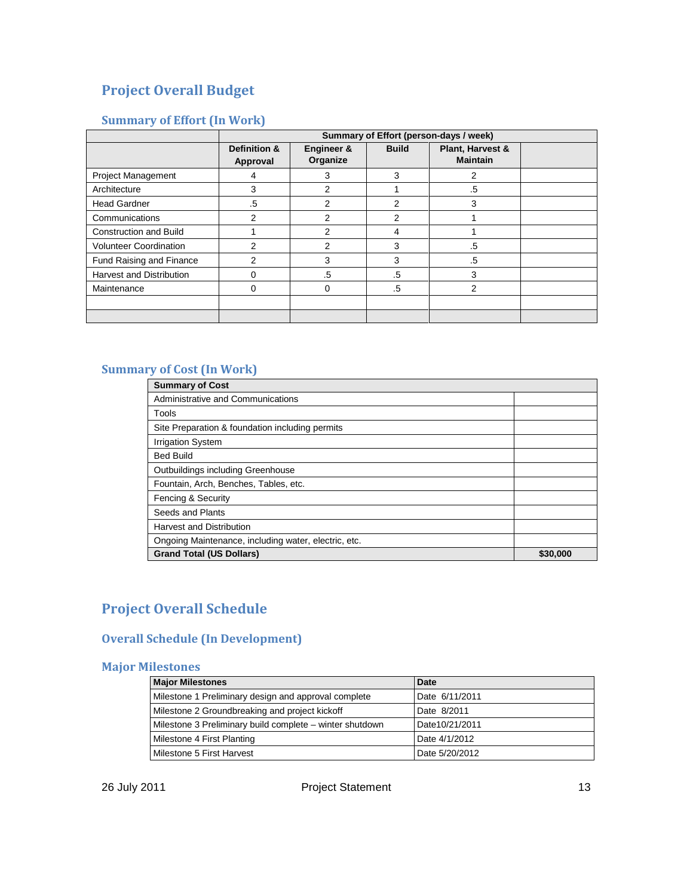# Project Overall Budget

## Summary of Effort (In Work)

| | Summary of Effort (person-days / week) | | | | |
|---|---|---|---|---|---|
| | Definition & Approval | Engineer & Organize | Build | Plant, Harvest & Maintain | |
| Project Management | 4 | 3 | 3 | 2 | |
| Architecture | 3 | 2 | 1 | .5 | |
| Head Gardner | .5 | 2 | 2 | 3 | |
| Communications | 2 | 2 | 2 | 1 | |
| Construction and Build | 1 | 2 | 4 | 1 | |
| Volunteer Coordination | 2 | 2 | 3 | .5 | |
| Fund Raising and Finance | 2 | 3 | 3 | .5 | |
| Harvest and Distribution | 0 | .5 | .5 | 3 | |
| Maintenance | 0 | 0 | .5 | 2 | |
| | | | | | |
| | | | | | |

## Summary of Cost (In Work)

| Summary of Cost | |
|---|---|
| Administrative and Communications | |
| Tools | |
| Site Preparation & foundation including permits | |
| Irrigation System | |
| Bed Build | |
| Outbuildings including Greenhouse | |
| Fountain, Arch, Benches, Tables, etc. | |
| Fencing & Security | |
| Seeds and Plants | |
| Harvest and Distribution | |
| Ongoing Maintenance, including water, electric, etc. | |
| **Grand Total (US Dollars)** | **$30,000** |

# Project Overall Schedule

## Overall Schedule (In Development)

## Major Milestones

| Major Milestones | Date |
|---|---|
| Milestone 1 Preliminary design and approval complete | Date 6/11/2011 |
| Milestone 2 Groundbreaking and project kickoff | Date 8/2011 |
| Milestone 3 Preliminary build complete – winter shutdown | Date10/21/2011 |
| Milestone 4 First Planting | Date 4/1/2012 |
| Milestone 5 First Harvest | Date 5/20/2012 |